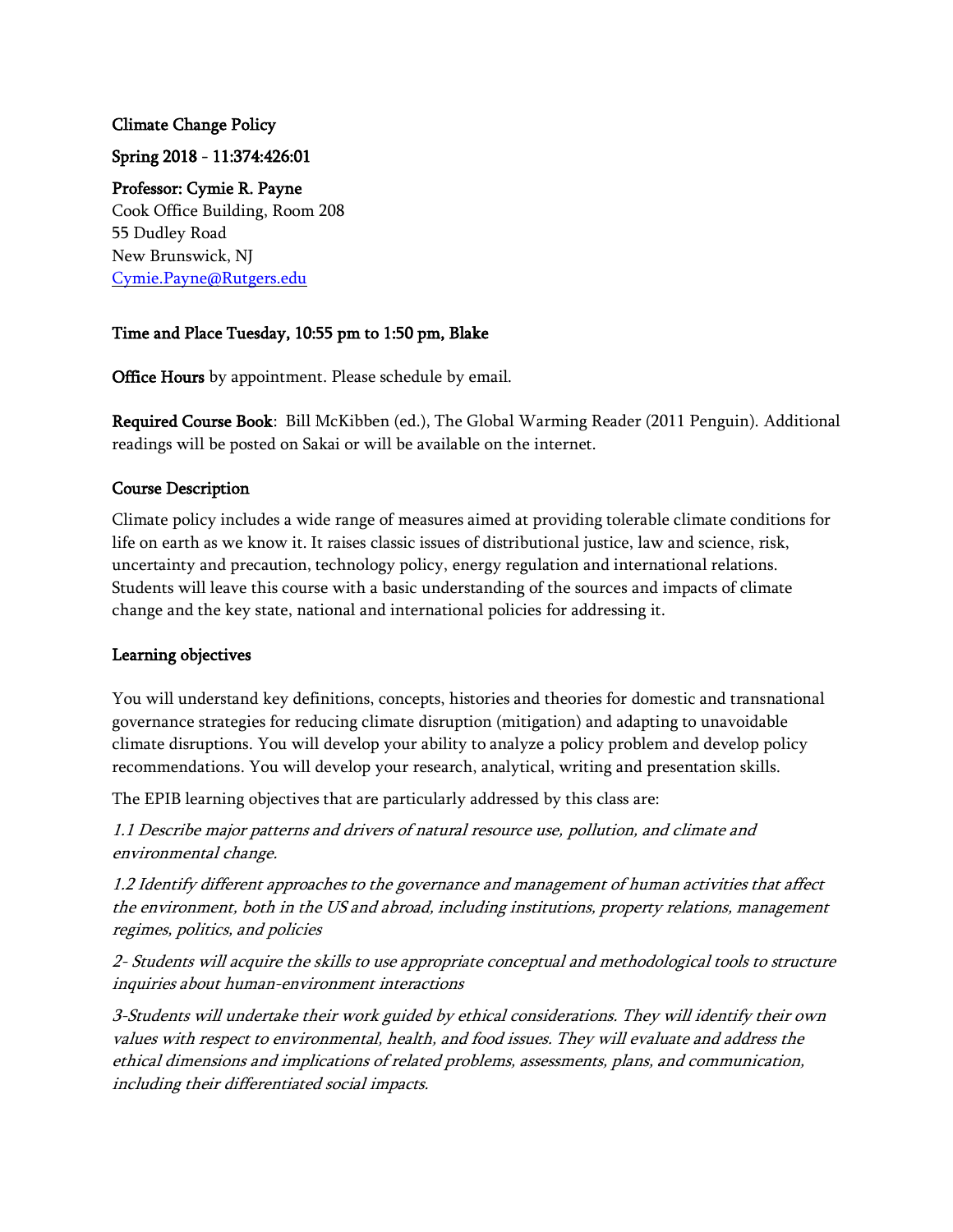Climate Change Policy

Spring 2018 - 11:374:426:01

Professor: Cymie R. Payne
Cook Office Building, Room 208
55 Dudley Road
New Brunswick, NJ
Cymie.Payne@Rutgers.edu

**Time and Place Tuesday, 10:55 pm to 1:50 pm, Blake**

**Office Hours** by appointment. Please schedule by email.

**Required Course Book**: Bill McKibben (ed.), The Global Warming Reader (2011 Penguin). Additional readings will be posted on Sakai or will be available on the internet.

## Course Description

Climate policy includes a wide range of measures aimed at providing tolerable climate conditions for life on earth as we know it. It raises classic issues of distributional justice, law and science, risk, uncertainty and precaution, technology policy, energy regulation and international relations. Students will leave this course with a basic understanding of the sources and impacts of climate change and the key state, national and international policies for addressing it.

## Learning objectives

You will understand key definitions, concepts, histories and theories for domestic and transnational governance strategies for reducing climate disruption (mitigation) and adapting to unavoidable climate disruptions. You will develop your ability to analyze a policy problem and develop policy recommendations. You will develop your research, analytical, writing and presentation skills.

The EPIB learning objectives that are particularly addressed by this class are:

*1.1 Describe major patterns and drivers of natural resource use, pollution, and climate and environmental change.*

*1.2 Identify different approaches to the governance and management of human activities that affect the environment, both in the US and abroad, including institutions, property relations, management regimes, politics, and policies*

*2- Students will acquire the skills to use appropriate conceptual and methodological tools to structure inquiries about human-environment interactions*

*3-Students will undertake their work guided by ethical considerations. They will identify their own values with respect to environmental, health, and food issues. They will evaluate and address the ethical dimensions and implications of related problems, assessments, plans, and communication, including their differentiated social impacts.*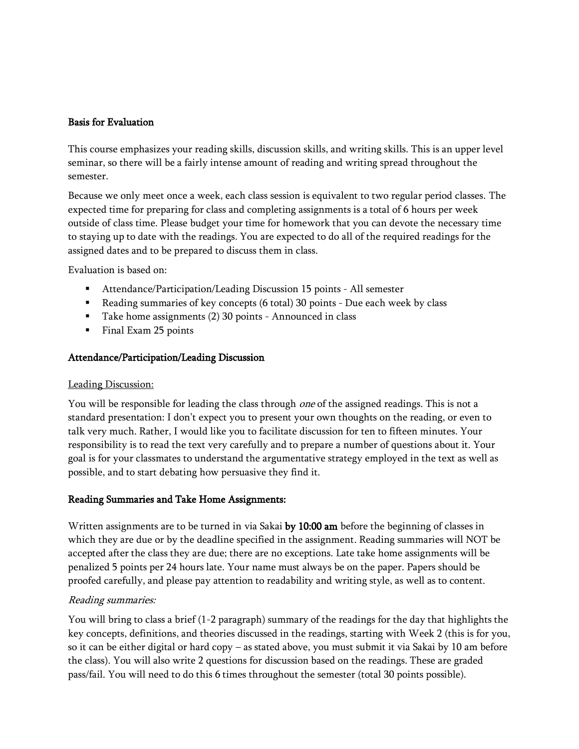**Basis for Evaluation**

This course emphasizes your reading skills, discussion skills, and writing skills. This is an upper level seminar, so there will be a fairly intense amount of reading and writing spread throughout the semester.

Because we only meet once a week, each class session is equivalent to two regular period classes. The expected time for preparing for class and completing assignments is a total of 6 hours per week outside of class time. Please budget your time for homework that you can devote the necessary time to staying up to date with the readings. You are expected to do all of the required readings for the assigned dates and to be prepared to discuss them in class.

Evaluation is based on:

- Attendance/Participation/Leading Discussion 15 points - All semester
- Reading summaries of key concepts (6 total) 30 points - Due each week by class
- Take home assignments (2) 30 points - Announced in class
- Final Exam 25 points

**Attendance/Participation/Leading Discussion**

Leading Discussion:

You will be responsible for leading the class through *one* of the assigned readings. This is not a standard presentation: I don't expect you to present your own thoughts on the reading, or even to talk very much. Rather, I would like you to facilitate discussion for ten to fifteen minutes. Your responsibility is to read the text very carefully and to prepare a number of questions about it. Your goal is for your classmates to understand the argumentative strategy employed in the text as well as possible, and to start debating how persuasive they find it.

**Reading Summaries and Take Home Assignments:**

Written assignments are to be turned in via Sakai **by 10:00 am** before the beginning of classes in which they are due or by the deadline specified in the assignment. Reading summaries will NOT be accepted after the class they are due; there are no exceptions. Late take home assignments will be penalized 5 points per 24 hours late. Your name must always be on the paper. Papers should be proofed carefully, and please pay attention to readability and writing style, as well as to content.

*Reading summaries:*

You will bring to class a brief (1-2 paragraph) summary of the readings for the day that highlights the key concepts, definitions, and theories discussed in the readings, starting with Week 2 (this is for you, so it can be either digital or hard copy – as stated above, you must submit it via Sakai by 10 am before the class). You will also write 2 questions for discussion based on the readings. These are graded pass/fail. You will need to do this 6 times throughout the semester (total 30 points possible).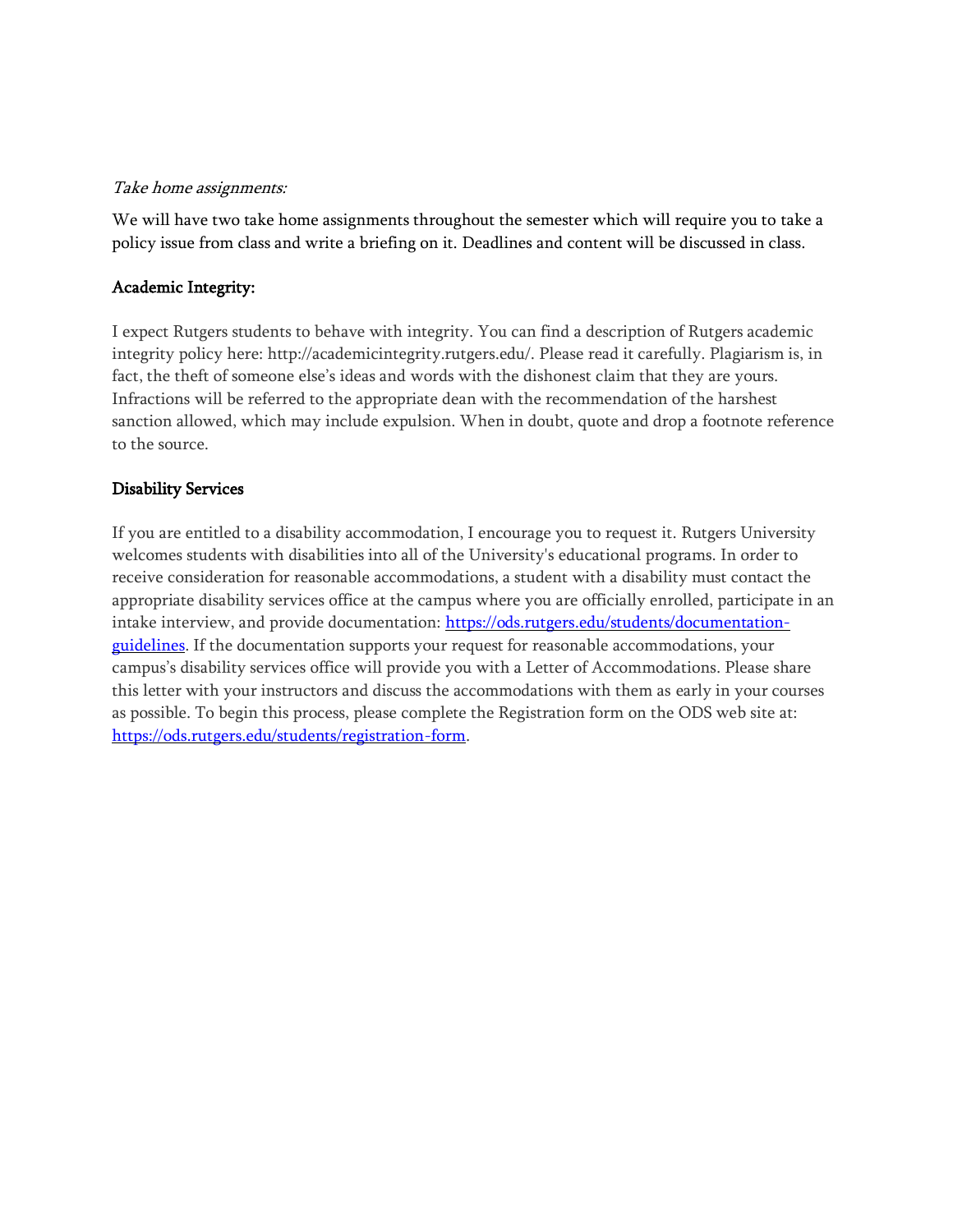*Take home assignments:*

We will have two take home assignments throughout the semester which will require you to take a policy issue from class and write a briefing on it. Deadlines and content will be discussed in class.

**Academic Integrity:**

I expect Rutgers students to behave with integrity. You can find a description of Rutgers academic integrity policy here: http://academicintegrity.rutgers.edu/. Please read it carefully. Plagiarism is, in fact, the theft of someone else's ideas and words with the dishonest claim that they are yours. Infractions will be referred to the appropriate dean with the recommendation of the harshest sanction allowed, which may include expulsion. When in doubt, quote and drop a footnote reference to the source.

**Disability Services**

If you are entitled to a disability accommodation, I encourage you to request it. Rutgers University welcomes students with disabilities into all of the University's educational programs. In order to receive consideration for reasonable accommodations, a student with a disability must contact the appropriate disability services office at the campus where you are officially enrolled, participate in an intake interview, and provide documentation: [https://ods.rutgers.edu/students/documentation-guidelines](https://ods.rutgers.edu/students/documentation-guidelines). If the documentation supports your request for reasonable accommodations, your campus's disability services office will provide you with a Letter of Accommodations. Please share this letter with your instructors and discuss the accommodations with them as early in your courses as possible. To begin this process, please complete the Registration form on the ODS web site at: [https://ods.rutgers.edu/students/registration-form](https://ods.rutgers.edu/students/registration-form).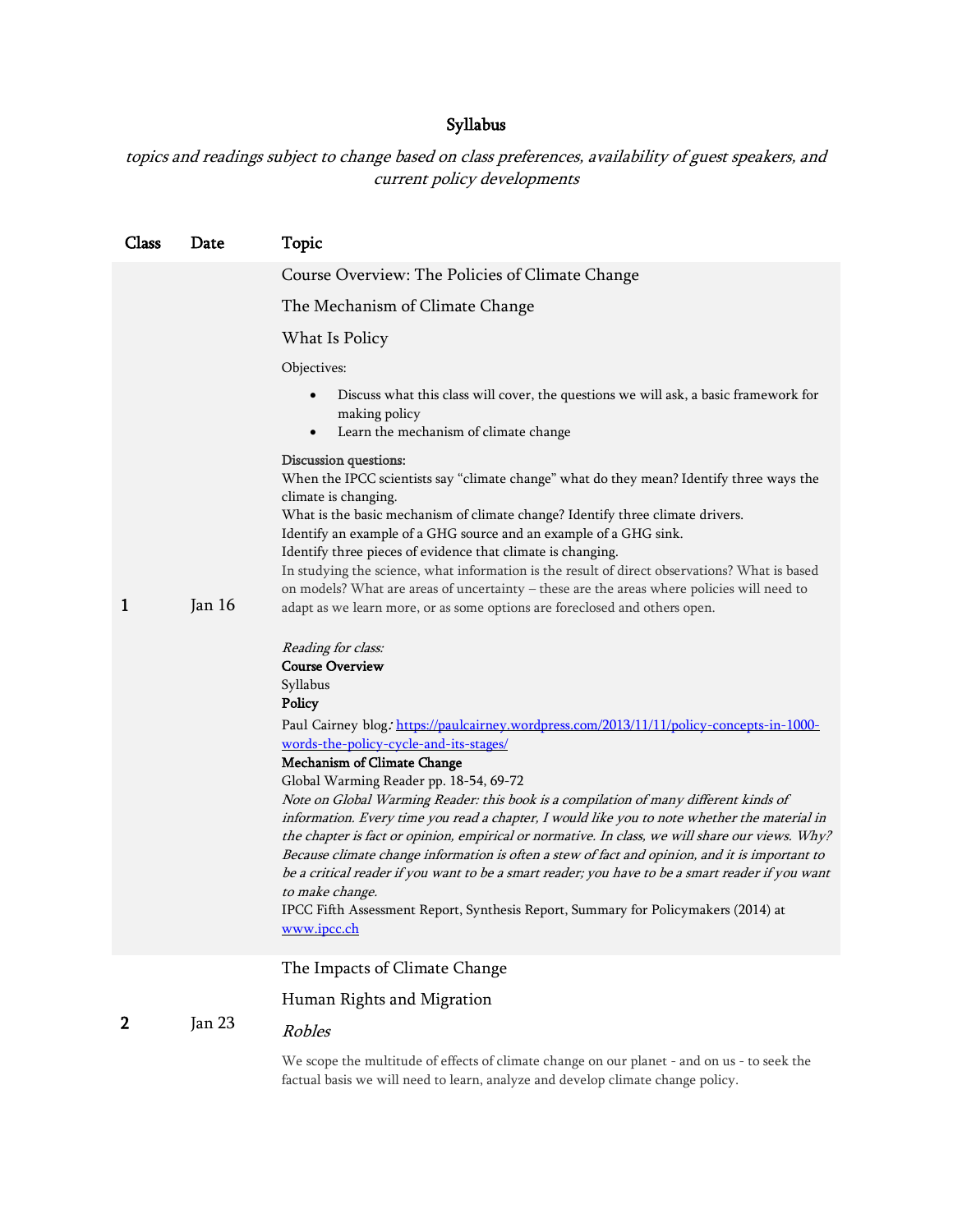## Syllabus

*topics and readings subject to change based on class preferences, availability of guest speakers, and current policy developments*

| Class | Date | Topic |
|---|---|---|
| 1 | Jan 16 | Course Overview: The Policies of Climate Change<br><br>The Mechanism of Climate Change<br><br>What Is Policy<br><br>Objectives:<br>• Discuss what this class will cover, the questions we will ask, a basic framework for making policy<br>• Learn the mechanism of climate change<br><br>Discussion questions:<br>When the IPCC scientists say "climate change" what do they mean? Identify three ways the climate is changing.<br>What is the basic mechanism of climate change? Identify three climate drivers.<br>Identify an example of a GHG source and an example of a GHG sink.<br>Identify three pieces of evidence that climate is changing.<br>In studying the science, what information is the result of direct observations? What is based on models? What are areas of uncertainty – these are the areas where policies will need to adapt as we learn more, or as some options are foreclosed and others open.<br><br>*Reading for class:*<br>**Course Overview**<br>Syllabus<br>**Policy**<br>Paul Cairney blog: https://paulcairney.wordpress.com/2013/11/11/policy-concepts-in-1000-words-the-policy-cycle-and-its-stages/<br>**Mechanism of Climate Change**<br>Global Warming Reader pp. 18-54, 69-72<br>*Note on Global Warming Reader: this book is a compilation of many different kinds of information. Every time you read a chapter, I would like you to note whether the material in the chapter is fact or opinion, empirical or normative. In class, we will share our views. Why? Because climate change information is often a stew of fact and opinion, and it is important to be a critical reader if you want to be a smart reader; you have to be a smart reader if you want to make change.*<br>IPCC Fifth Assessment Report, Synthesis Report, Summary for Policymakers (2014) at www.ipcc.ch |
| 2 | Jan 23 | The Impacts of Climate Change<br><br>Human Rights and Migration<br><br>*Robles*<br><br>We scope the multitude of effects of climate change on our planet - and on us - to seek the factual basis we will need to learn, analyze and develop climate change policy. |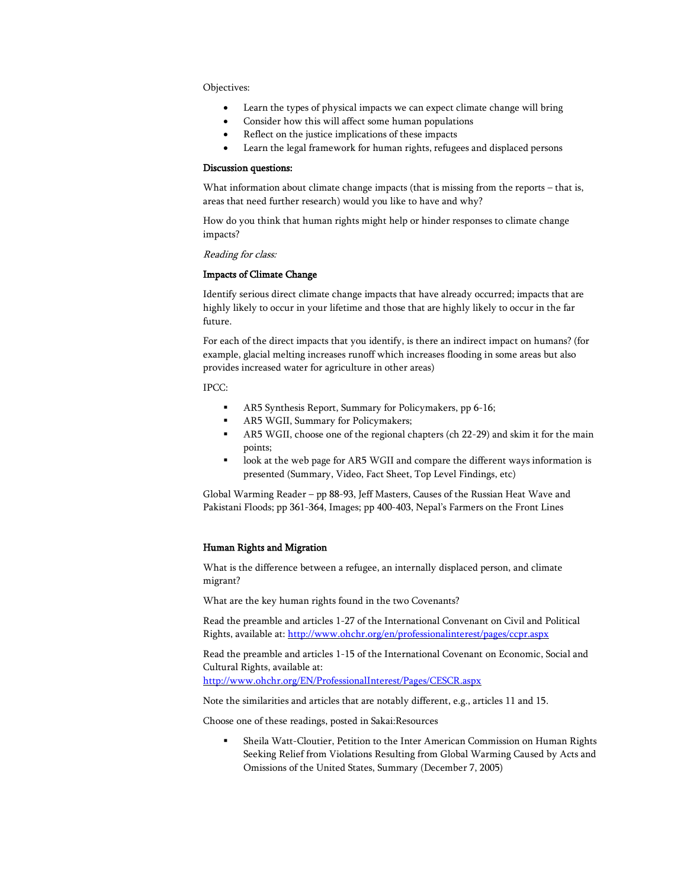Objectives:

- Learn the types of physical impacts we can expect climate change will bring
- Consider how this will affect some human populations
- Reflect on the justice implications of these impacts
- Learn the legal framework for human rights, refugees and displaced persons

**Discussion questions:**

What information about climate change impacts (that is missing from the reports – that is, areas that need further research) would you like to have and why?

How do you think that human rights might help or hinder responses to climate change impacts?

*Reading for class:*

**Impacts of Climate Change**

Identify serious direct climate change impacts that have already occurred; impacts that are highly likely to occur in your lifetime and those that are highly likely to occur in the far future.

For each of the direct impacts that you identify, is there an indirect impact on humans? (for example, glacial melting increases runoff which increases flooding in some areas but also provides increased water for agriculture in other areas)

IPCC:

- AR5 Synthesis Report, Summary for Policymakers, pp 6-16;
- AR5 WGII, Summary for Policymakers;
- AR5 WGII, choose one of the regional chapters (ch 22-29) and skim it for the main points;
- look at the web page for AR5 WGII and compare the different ways information is presented (Summary, Video, Fact Sheet, Top Level Findings, etc)

Global Warming Reader – pp 88-93, Jeff Masters, Causes of the Russian Heat Wave and Pakistani Floods; pp 361-364, Images; pp 400-403, Nepal's Farmers on the Front Lines

**Human Rights and Migration**

What is the difference between a refugee, an internally displaced person, and climate migrant?

What are the key human rights found in the two Covenants?

Read the preamble and articles 1-27 of the International Convenant on Civil and Political Rights, available at: http://www.ohchr.org/en/professionalinterest/pages/ccpr.aspx

Read the preamble and articles 1-15 of the International Covenant on Economic, Social and Cultural Rights, available at: http://www.ohchr.org/EN/ProfessionalInterest/Pages/CESCR.aspx

Note the similarities and articles that are notably different, e.g., articles 11 and 15.

Choose one of these readings, posted in Sakai:Resources

- Sheila Watt-Cloutier, Petition to the Inter American Commission on Human Rights Seeking Relief from Violations Resulting from Global Warming Caused by Acts and Omissions of the United States, Summary (December 7, 2005)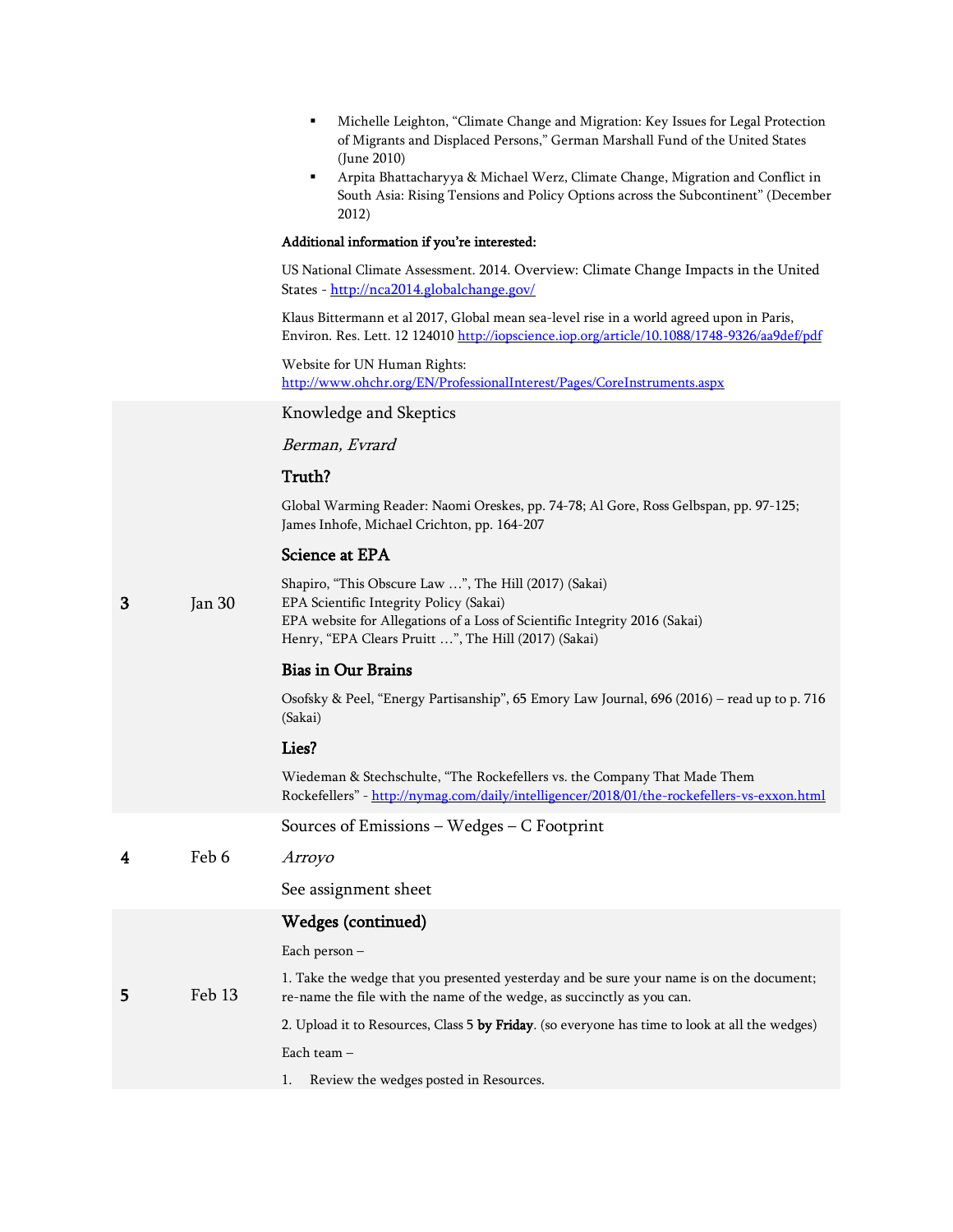- Michelle Leighton, “Climate Change and Migration: Key Issues for Legal Protection of Migrants and Displaced Persons,” German Marshall Fund of the United States (June 2010)
- Arpita Bhattacharyya & Michael Werz, Climate Change, Migration and Conflict in South Asia: Rising Tensions and Policy Options across the Subcontinent” (December 2012)

**Additional information if you’re interested:**

US National Climate Assessment. 2014. Overview: Climate Change Impacts in the United States - http://nca2014.globalchange.gov/

Klaus Bittermann et al 2017, Global mean sea-level rise in a world agreed upon in Paris, Environ. Res. Lett. 12 124010 http://iopscience.iop.org/article/10.1088/1748-9326/aa9def/pdf

Website for UN Human Rights: http://www.ohchr.org/EN/ProfessionalInterest/Pages/CoreInstruments.aspx

| | | |
|---|---|---|
| **3** | Jan 30 | Knowledge and Skeptics<br><br>*Berman, Evrard*<br><br>**Truth?**<br><br>Global Warming Reader: Naomi Oreskes, pp. 74-78; Al Gore, Ross Gelbspan, pp. 97-125; James Inhofe, Michael Crichton, pp. 164-207<br><br>**Science at EPA**<br><br>Shapiro, “This Obscure Law …”, The Hill (2017) (Sakai)<br>EPA Scientific Integrity Policy (Sakai)<br>EPA website for Allegations of a Loss of Scientific Integrity 2016 (Sakai)<br>Henry, “EPA Clears Pruitt …”, The Hill (2017) (Sakai)<br><br>**Bias in Our Brains**<br><br>Osofsky & Peel, “Energy Partisanship”, 65 Emory Law Journal, 696 (2016) – read up to p. 716 (Sakai)<br><br>**Lies?**<br><br>Wiedeman & Stechschulte, “The Rockefellers vs. the Company That Made Them Rockefellers” - http://nymag.com/daily/intelligencer/2018/01/the-rockefellers-vs-exxon.html |
| **4** | Feb 6 | Sources of Emissions – Wedges – C Footprint<br><br>*Arroyo*<br><br>See assignment sheet |
| **5** | Feb 13 | **Wedges (continued)**<br><br>Each person –<br><br>1. Take the wedge that you presented yesterday and be sure your name is on the document; re-name the file with the name of the wedge, as succinctly as you can.<br><br>2. Upload it to Resources, Class 5 **by Friday**. (so everyone has time to look at all the wedges)<br><br>Each team –<br><br>1. Review the wedges posted in Resources. |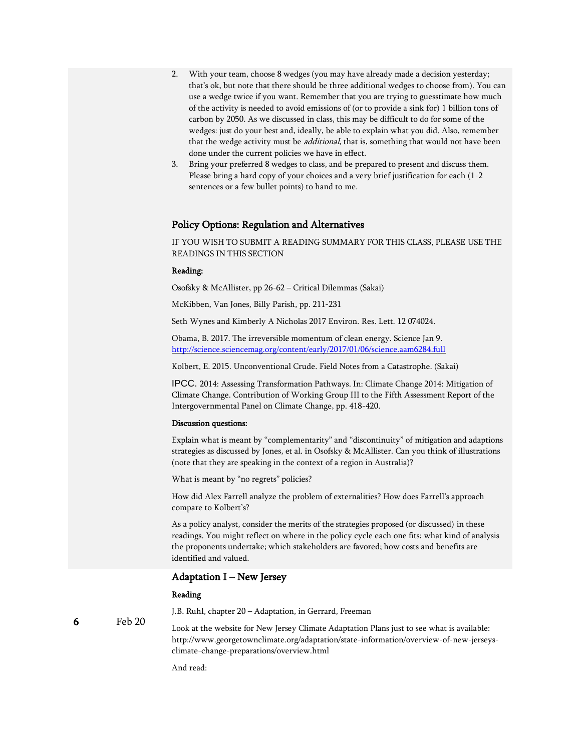2. With your team, choose 8 wedges (you may have already made a decision yesterday; that's ok, but note that there should be three additional wedges to choose from). You can use a wedge twice if you want. Remember that you are trying to guesstimate how much of the activity is needed to avoid emissions of (or to provide a sink for) 1 billion tons of carbon by 2050. As we discussed in class, this may be difficult to do for some of the wedges: just do your best and, ideally, be able to explain what you did. Also, remember that the wedge activity must be *additional*, that is, something that would not have been done under the current policies we have in effect.
3. Bring your preferred 8 wedges to class, and be prepared to present and discuss them. Please bring a hard copy of your choices and a very brief justification for each (1-2 sentences or a few bullet points) to hand to me.

## Policy Options: Regulation and Alternatives

IF YOU WISH TO SUBMIT A READING SUMMARY FOR THIS CLASS, PLEASE USE THE READINGS IN THIS SECTION

**Reading:**

Osofsky & McAllister, pp 26-62 – Critical Dilemmas (Sakai)

McKibben, Van Jones, Billy Parish, pp. 211-231

Seth Wynes and Kimberly A Nicholas 2017 Environ. Res. Lett. 12 074024.

Obama, B. 2017. The irreversible momentum of clean energy. Science Jan 9. http://science.sciencemag.org/content/early/2017/01/06/science.aam6284.full

Kolbert, E. 2015. Unconventional Crude. Field Notes from a Catastrophe. (Sakai)

IPCC. 2014: Assessing Transformation Pathways. In: Climate Change 2014: Mitigation of Climate Change. Contribution of Working Group III to the Fifth Assessment Report of the Intergovernmental Panel on Climate Change, pp. 418-420.

**Discussion questions:**

Explain what is meant by "complementarity" and "discontinuity" of mitigation and adaptions strategies as discussed by Jones, et al. in Osofsky & McAllister. Can you think of illustrations (note that they are speaking in the context of a region in Australia)?

What is meant by "no regrets" policies?

How did Alex Farrell analyze the problem of externalities? How does Farrell's approach compare to Kolbert's?

As a policy analyst, consider the merits of the strategies proposed (or discussed) in these readings. You might reflect on where in the policy cycle each one fits; what kind of analysis the proponents undertake; which stakeholders are favored; how costs and benefits are identified and valued.

**6** Feb 20

## Adaptation I – New Jersey

**Reading**

J.B. Ruhl, chapter 20 – Adaptation, in Gerrard, Freeman

Look at the website for New Jersey Climate Adaptation Plans just to see what is available: http://www.georgetownclimate.org/adaptation/state-information/overview-of-new-jerseys-climate-change-preparations/overview.html

And read: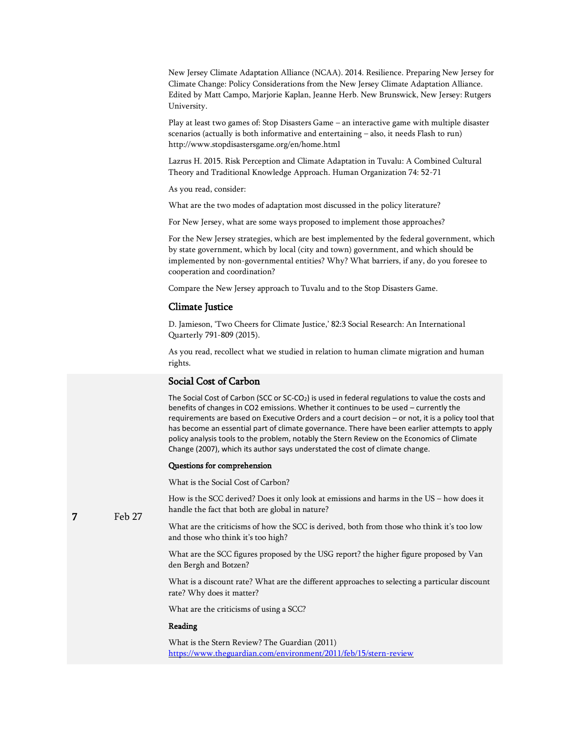New Jersey Climate Adaptation Alliance (NCAA). 2014. Resilience. Preparing New Jersey for Climate Change: Policy Considerations from the New Jersey Climate Adaptation Alliance. Edited by Matt Campo, Marjorie Kaplan, Jeanne Herb. New Brunswick, New Jersey: Rutgers University.

Play at least two games of: Stop Disasters Game – an interactive game with multiple disaster scenarios (actually is both informative and entertaining – also, it needs Flash to run) http://www.stopdisastersgame.org/en/home.html

Lazrus H. 2015. Risk Perception and Climate Adaptation in Tuvalu: A Combined Cultural Theory and Traditional Knowledge Approach. Human Organization 74: 52-71

As you read, consider:

What are the two modes of adaptation most discussed in the policy literature?

For New Jersey, what are some ways proposed to implement those approaches?

For the New Jersey strategies, which are best implemented by the federal government, which by state government, which by local (city and town) government, and which should be implemented by non-governmental entities? Why? What barriers, if any, do you foresee to cooperation and coordination?

Compare the New Jersey approach to Tuvalu and to the Stop Disasters Game.

### Climate Justice

D. Jamieson, 'Two Cheers for Climate Justice,' 82:3 Social Research: An International Quarterly 791-809 (2015).

As you read, recollect what we studied in relation to human climate migration and human rights.

**7** Feb 27

### Social Cost of Carbon

The Social Cost of Carbon (SCC or SC-$CO_2$) is used in federal regulations to value the costs and benefits of changes in CO2 emissions. Whether it continues to be used – currently the requirements are based on Executive Orders and a court decision – or not, it is a policy tool that has become an essential part of climate governance. There have been earlier attempts to apply policy analysis tools to the problem, notably the Stern Review on the Economics of Climate Change (2007), which its author says understated the cost of climate change.

**Questions for comprehension**

What is the Social Cost of Carbon?

How is the SCC derived? Does it only look at emissions and harms in the US – how does it handle the fact that both are global in nature?

What are the criticisms of how the SCC is derived, both from those who think it's too low and those who think it's too high?

What are the SCC figures proposed by the USG report? the higher figure proposed by Van den Bergh and Botzen?

What is a discount rate? What are the different approaches to selecting a particular discount rate? Why does it matter?

What are the criticisms of using a SCC?

**Reading**

What is the Stern Review? The Guardian (2011) https://www.theguardian.com/environment/2011/feb/15/stern-review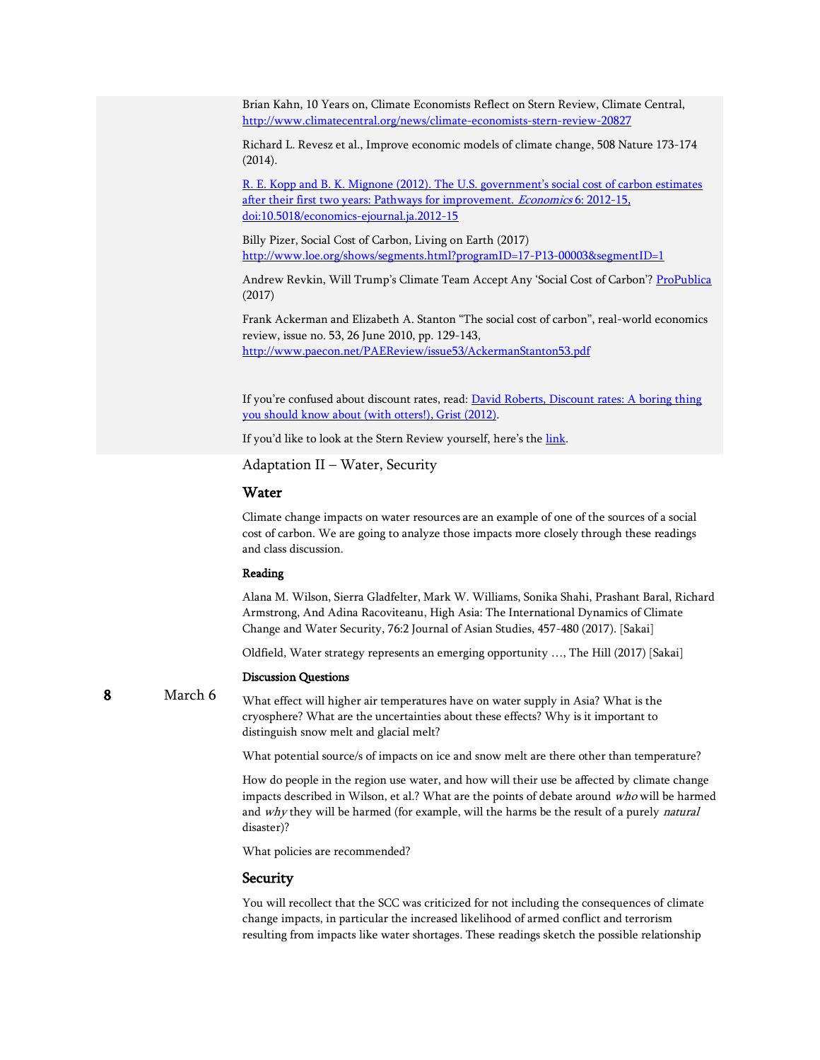Brian Kahn, 10 Years on, Climate Economists Reflect on Stern Review, Climate Central, http://www.climatecentral.org/news/climate-economists-stern-review-20827

Richard L. Revesz et al., Improve economic models of climate change, 508 Nature 173-174 (2014).

R. E. Kopp and B. K. Mignone (2012). The U.S. government's social cost of carbon estimates after their first two years: Pathways for improvement. *Economics* 6: 2012-15, doi:10.5018/economics-ejournal.ja.2012-15

Billy Pizer, Social Cost of Carbon, Living on Earth (2017) http://www.loe.org/shows/segments.html?programID=17-P13-00003&segmentID=1

Andrew Revkin, Will Trump's Climate Team Accept Any 'Social Cost of Carbon'? ProPublica (2017)

Frank Ackerman and Elizabeth A. Stanton "The social cost of carbon", real-world economics review, issue no. 53, 26 June 2010, pp. 129-143, http://www.paecon.net/PAEReview/issue53/AckermanStanton53.pdf

If you're confused about discount rates, read: David Roberts, Discount rates: A boring thing you should know about (with otters!), Grist (2012).

If you'd like to look at the Stern Review yourself, here's the link.

**8** March 6

Adaptation II – Water, Security

## Water

Climate change impacts on water resources are an example of one of the sources of a social cost of carbon. We are going to analyze those impacts more closely through these readings and class discussion.

#### Reading

Alana M. Wilson, Sierra Gladfelter, Mark W. Williams, Sonika Shahi, Prashant Baral, Richard Armstrong, And Adina Racoviteanu, High Asia: The International Dynamics of Climate Change and Water Security, 76:2 Journal of Asian Studies, 457-480 (2017). [Sakai]

Oldfield, Water strategy represents an emerging opportunity …, The Hill (2017) [Sakai]

#### Discussion Questions

What effect will higher air temperatures have on water supply in Asia? What is the cryosphere? What are the uncertainties about these effects? Why is it important to distinguish snow melt and glacial melt?

What potential source/s of impacts on ice and snow melt are there other than temperature?

How do people in the region use water, and how will their use be affected by climate change impacts described in Wilson, et al.? What are the points of debate around *who* will be harmed and *why* they will be harmed (for example, will the harms be the result of a purely *natural* disaster)?

What policies are recommended?

## Security

You will recollect that the SCC was criticized for not including the consequences of climate change impacts, in particular the increased likelihood of armed conflict and terrorism resulting from impacts like water shortages. These readings sketch the possible relationship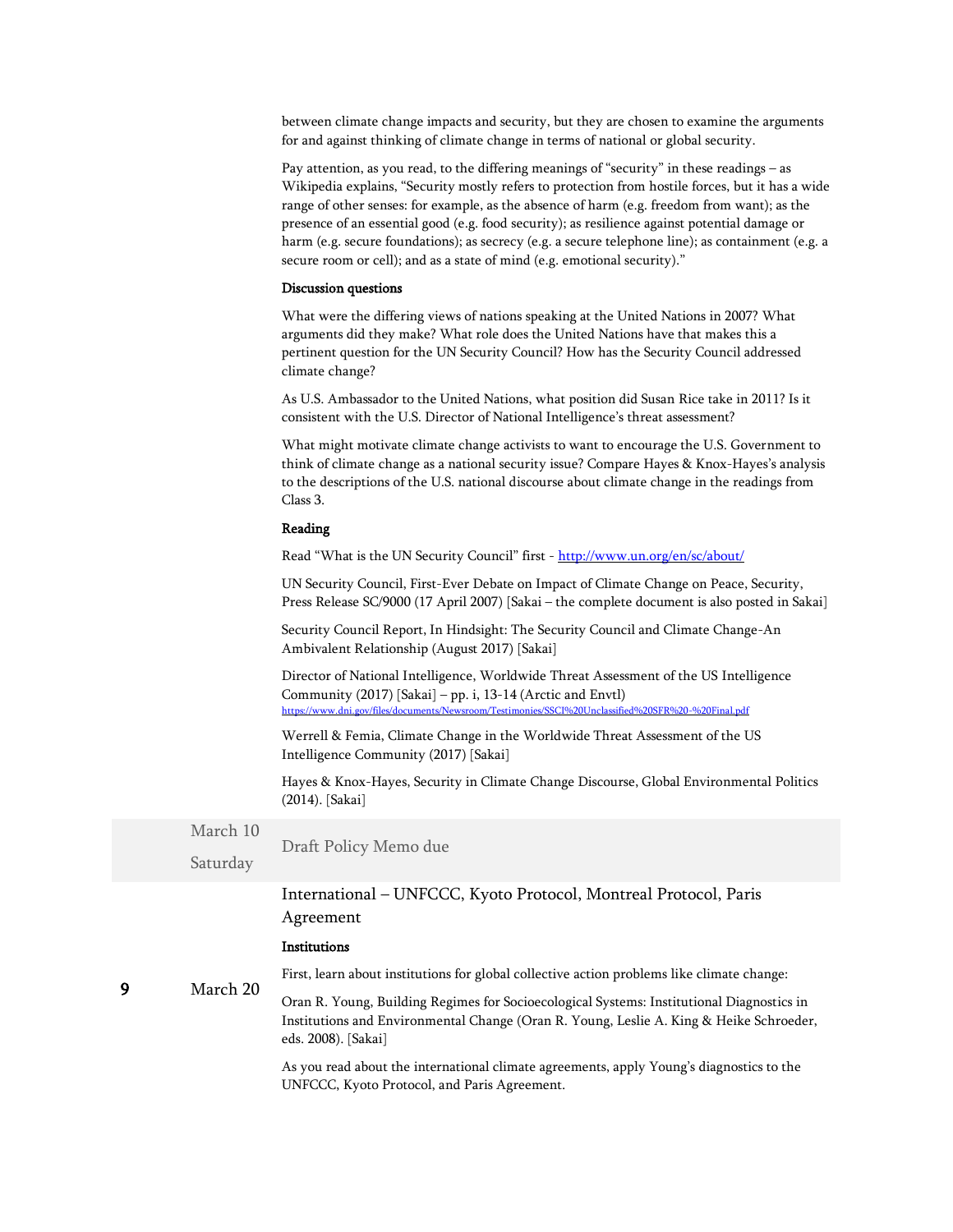between climate change impacts and security, but they are chosen to examine the arguments for and against thinking of climate change in terms of national or global security.

Pay attention, as you read, to the differing meanings of "security" in these readings – as Wikipedia explains, "Security mostly refers to protection from hostile forces, but it has a wide range of other senses: for example, as the absence of harm (e.g. freedom from want); as the presence of an essential good (e.g. food security); as resilience against potential damage or harm (e.g. secure foundations); as secrecy (e.g. a secure telephone line); as containment (e.g. a secure room or cell); and as a state of mind (e.g. emotional security)."

**Discussion questions**

What were the differing views of nations speaking at the United Nations in 2007? What arguments did they make? What role does the United Nations have that makes this a pertinent question for the UN Security Council? How has the Security Council addressed climate change?

As U.S. Ambassador to the United Nations, what position did Susan Rice take in 2011? Is it consistent with the U.S. Director of National Intelligence's threat assessment?

What might motivate climate change activists to want to encourage the U.S. Government to think of climate change as a national security issue? Compare Hayes & Knox-Hayes's analysis to the descriptions of the U.S. national discourse about climate change in the readings from Class 3.

**Reading**

Read "What is the UN Security Council" first - http://www.un.org/en/sc/about/

UN Security Council, First-Ever Debate on Impact of Climate Change on Peace, Security, Press Release SC/9000 (17 April 2007) [Sakai – the complete document is also posted in Sakai]

Security Council Report, In Hindsight: The Security Council and Climate Change-An Ambivalent Relationship (August 2017) [Sakai]

Director of National Intelligence, Worldwide Threat Assessment of the US Intelligence Community (2017) [Sakai] – pp. i, 13-14 (Arctic and Envtl)
https://www.dni.gov/files/documents/Newsroom/Testimonies/SSCI%20Unclassified%20SFR%20-%20Final.pdf

Werrell & Femia, Climate Change in the Worldwide Threat Assessment of the US Intelligence Community (2017) [Sakai]

Hayes & Knox-Hayes, Security in Climate Change Discourse, Global Environmental Politics (2014). [Sakai]

March 10 Saturday — Draft Policy Memo due

**9 — March 20**

## International – UNFCCC, Kyoto Protocol, Montreal Protocol, Paris Agreement

**Institutions**

First, learn about institutions for global collective action problems like climate change:

Oran R. Young, Building Regimes for Socioecological Systems: Institutional Diagnostics in Institutions and Environmental Change (Oran R. Young, Leslie A. King & Heike Schroeder, eds. 2008). [Sakai]

As you read about the international climate agreements, apply Young's diagnostics to the UNFCCC, Kyoto Protocol, and Paris Agreement.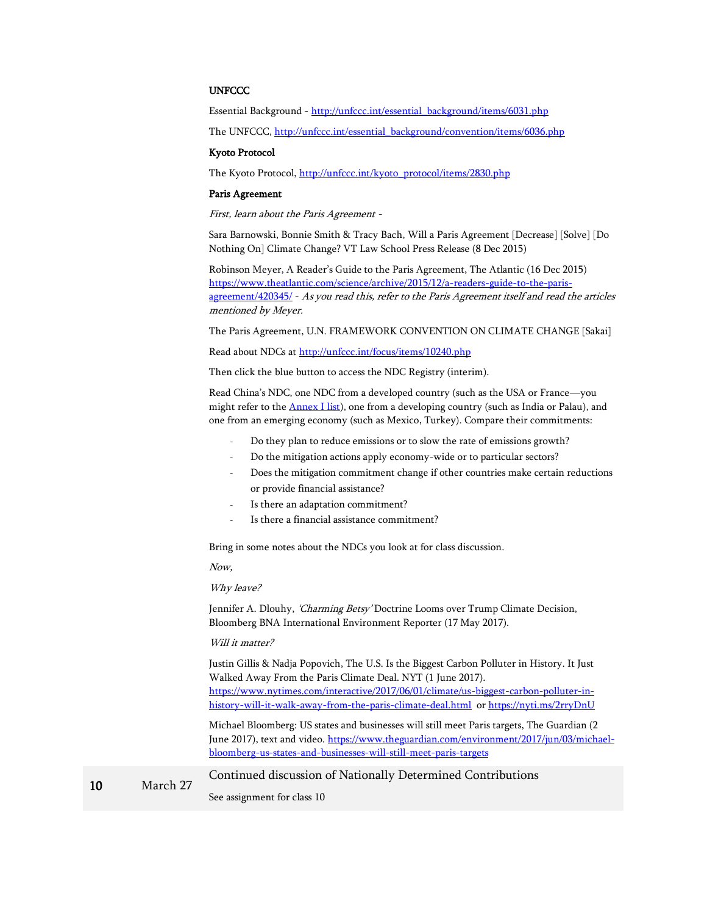**UNFCCC**

Essential Background - http://unfccc.int/essential_background/items/6031.php

The UNFCCC, http://unfccc.int/essential_background/convention/items/6036.php

**Kyoto Protocol**

The Kyoto Protocol, http://unfccc.int/kyoto_protocol/items/2830.php

**Paris Agreement**

*First, learn about the Paris Agreement -*

Sara Barnowski, Bonnie Smith & Tracy Bach, Will a Paris Agreement [Decrease] [Solve] [Do Nothing On] Climate Change? VT Law School Press Release (8 Dec 2015)

Robinson Meyer, A Reader's Guide to the Paris Agreement, The Atlantic (16 Dec 2015) https://www.theatlantic.com/science/archive/2015/12/a-readers-guide-to-the-paris-agreement/420345/ - *As you read this, refer to the Paris Agreement itself and read the articles mentioned by Meyer.*

The Paris Agreement, U.N. FRAMEWORK CONVENTION ON CLIMATE CHANGE [Sakai]

Read about NDCs at http://unfccc.int/focus/items/10240.php

Then click the blue button to access the NDC Registry (interim).

Read China's NDC, one NDC from a developed country (such as the USA or France—you might refer to the Annex I list), one from a developing country (such as India or Palau), and one from an emerging economy (such as Mexico, Turkey). Compare their commitments:

- Do they plan to reduce emissions or to slow the rate of emissions growth?
- Do the mitigation actions apply economy-wide or to particular sectors?
- Does the mitigation commitment change if other countries make certain reductions or provide financial assistance?
- Is there an adaptation commitment?
- Is there a financial assistance commitment?

Bring in some notes about the NDCs you look at for class discussion.

*Now,*

*Why leave?*

Jennifer A. Dlouhy, *'Charming Betsy'* Doctrine Looms over Trump Climate Decision, Bloomberg BNA International Environment Reporter (17 May 2017).

*Will it matter?*

Justin Gillis & Nadja Popovich, The U.S. Is the Biggest Carbon Polluter in History. It Just Walked Away From the Paris Climate Deal. NYT (1 June 2017). https://www.nytimes.com/interactive/2017/06/01/climate/us-biggest-carbon-polluter-in-history-will-it-walk-away-from-the-paris-climate-deal.html or https://nyti.ms/2rryDnU

Michael Bloomberg: US states and businesses will still meet Paris targets, The Guardian (2 June 2017), text and video. https://www.theguardian.com/environment/2017/jun/03/michael-bloomberg-us-states-and-businesses-will-still-meet-paris-targets

| | | |
|---|---|---|
| **10** | March 27 | Continued discussion of Nationally Determined Contributions<br>See assignment for class 10 |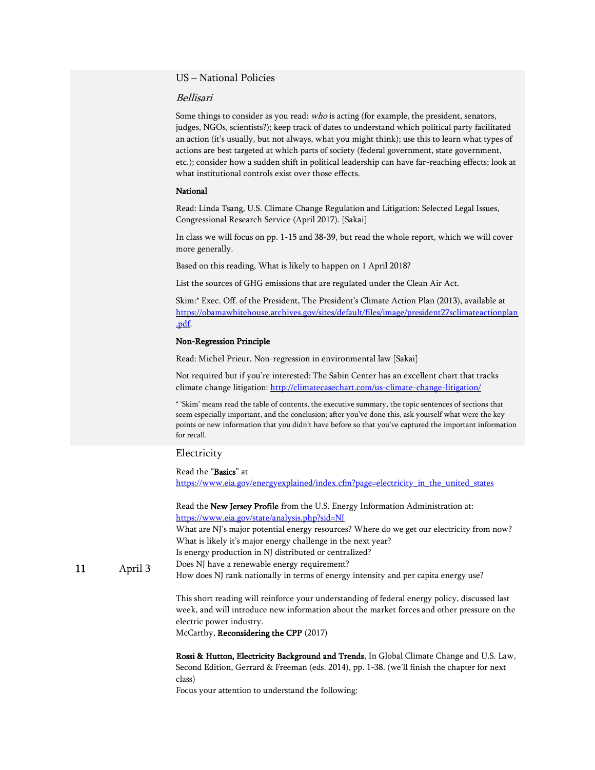## US – National Policies

*Bellisari*

Some things to consider as you read: *who* is acting (for example, the president, senators, judges, NGOs, scientists?); keep track of dates to understand which political party facilitated an action (it's usually, but not always, what you might think); use this to learn what types of actions are best targeted at which parts of society (federal government, state government, etc.); consider how a sudden shift in political leadership can have far-reaching effects; look at what institutional controls exist over those effects.

**National**

Read: Linda Tsang, U.S. Climate Change Regulation and Litigation: Selected Legal Issues, Congressional Research Service (April 2017). [Sakai]

In class we will focus on pp. 1-15 and 38-39, but read the whole report, which we will cover more generally.

Based on this reading, What is likely to happen on 1 April 2018?

List the sources of GHG emissions that are regulated under the Clean Air Act.

Skim:* Exec. Off. of the President, The President's Climate Action Plan (2013), available at https://obamawhitehouse.archives.gov/sites/default/files/image/president27sclimateactionplan.pdf.

**Non-Regression Principle**

Read: Michel Prieur, Non-regression in environmental law [Sakai]

Not required but if you're interested: The Sabin Center has an excellent chart that tracks climate change litigation: http://climatecasechart.com/us-climate-change-litigation/

* 'Skim' means read the table of contents, the executive summary, the topic sentences of sections that seem especially important, and the conclusion; after you've done this, ask yourself what were the key points or new information that you didn't have before so that you've captured the important information for recall.

**11** April 3

## Electricity

Read the "**Basics**" at https://www.eia.gov/energyexplained/index.cfm?page=electricity_in_the_united_states

Read the **New Jersey Profile** from the U.S. Energy Information Administration at: https://www.eia.gov/state/analysis.php?sid=NJ

What are NJ's major potential energy resources? Where do we get our electricity from now?
What is likely it's major energy challenge in the next year?
Is energy production in NJ distributed or centralized?
Does NJ have a renewable energy requirement?
How does NJ rank nationally in terms of energy intensity and per capita energy use?

This short reading will reinforce your understanding of federal energy policy, discussed last week, and will introduce new information about the market forces and other pressure on the electric power industry.
McCarthy, **Reconsidering the CPP** (2017)

**Rossi & Hutton, Electricity Background and Trends**, In Global Climate Change and U.S. Law, Second Edition, Gerrard & Freeman (eds. 2014), pp. 1-38. (we'll finish the chapter for next class)
Focus your attention to understand the following: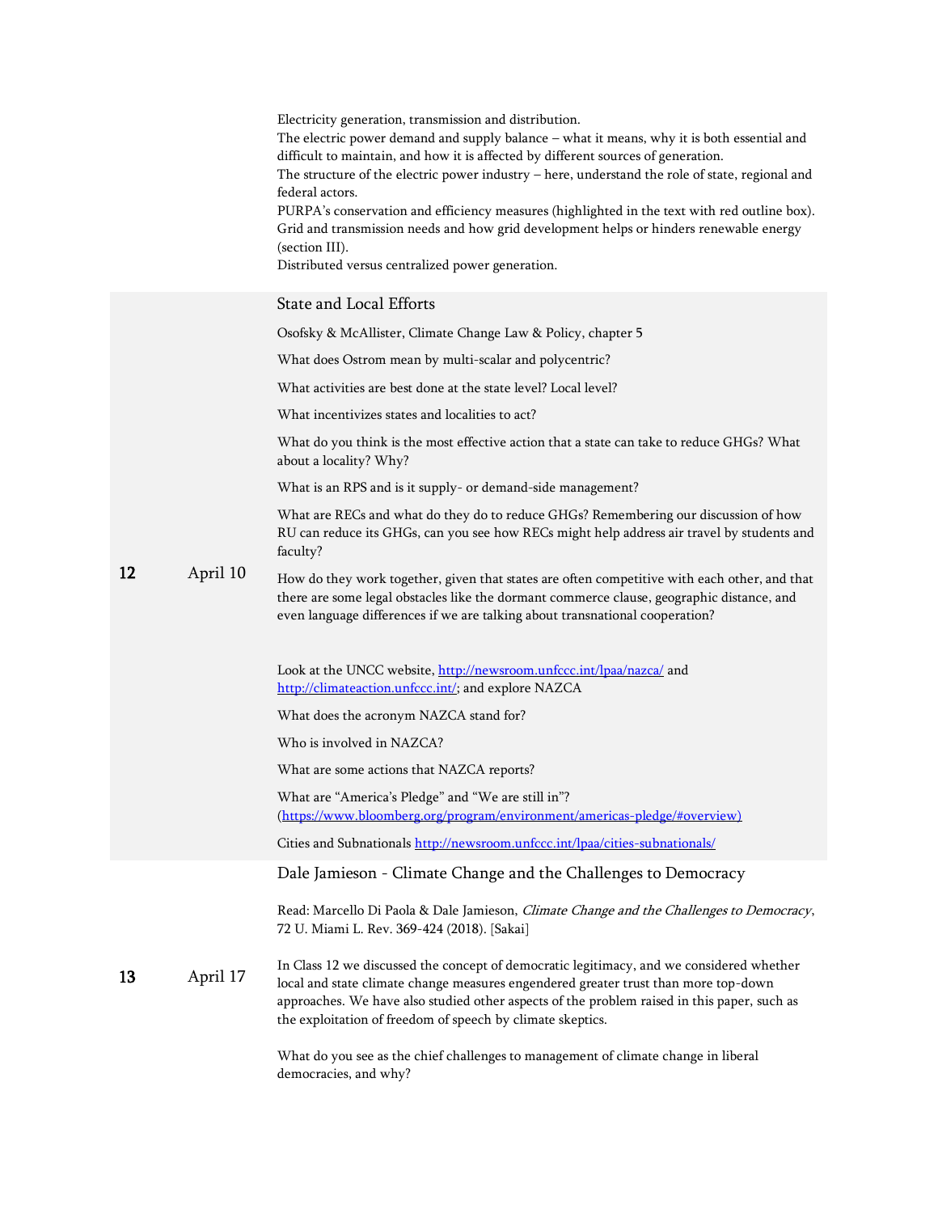| | | |
|---|---|---|
| | | Electricity generation, transmission and distribution.<br>The electric power demand and supply balance – what it means, why it is both essential and difficult to maintain, and how it is affected by different sources of generation.<br>The structure of the electric power industry – here, understand the role of state, regional and federal actors.<br>PURPA's conservation and efficiency measures (highlighted in the text with red outline box).<br>Grid and transmission needs and how grid development helps or hinders renewable energy (section III).<br>Distributed versus centralized power generation. |
| **12** | April 10 | State and Local Efforts<br><br>Osofsky & McAllister, Climate Change Law & Policy, chapter 5<br><br>What does Ostrom mean by multi-scalar and polycentric?<br><br>What activities are best done at the state level? Local level?<br><br>What incentivizes states and localities to act?<br><br>What do you think is the most effective action that a state can take to reduce GHGs? What about a locality? Why?<br><br>What is an RPS and is it supply- or demand-side management?<br><br>What are RECs and what do they do to reduce GHGs? Remembering our discussion of how RU can reduce its GHGs, can you see how RECs might help address air travel by students and faculty?<br><br>How do they work together, given that states are often competitive with each other, and that there are some legal obstacles like the dormant commerce clause, geographic distance, and even language differences if we are talking about transnational cooperation?<br><br>Look at the UNCC website, http://newsroom.unfccc.int/lpaa/nazca/ and http://climateaction.unfccc.int/; and explore NAZCA<br><br>What does the acronym NAZCA stand for?<br><br>Who is involved in NAZCA?<br><br>What are some actions that NAZCA reports?<br><br>What are "America's Pledge" and "We are still in"? (https://www.bloomberg.org/program/environment/americas-pledge/#overview)<br><br>Cities and Subnationals http://newsroom.unfccc.int/lpaa/cities-subnationals/ |
| **13** | April 17 | Dale Jamieson - Climate Change and the Challenges to Democracy<br><br>Read: Marcello Di Paola & Dale Jamieson, *Climate Change and the Challenges to Democracy*, 72 U. Miami L. Rev. 369-424 (2018). [Sakai]<br><br>In Class 12 we discussed the concept of democratic legitimacy, and we considered whether local and state climate change measures engendered greater trust than more top-down approaches. We have also studied other aspects of the problem raised in this paper, such as the exploitation of freedom of speech by climate skeptics.<br><br>What do you see as the chief challenges to management of climate change in liberal democracies, and why? |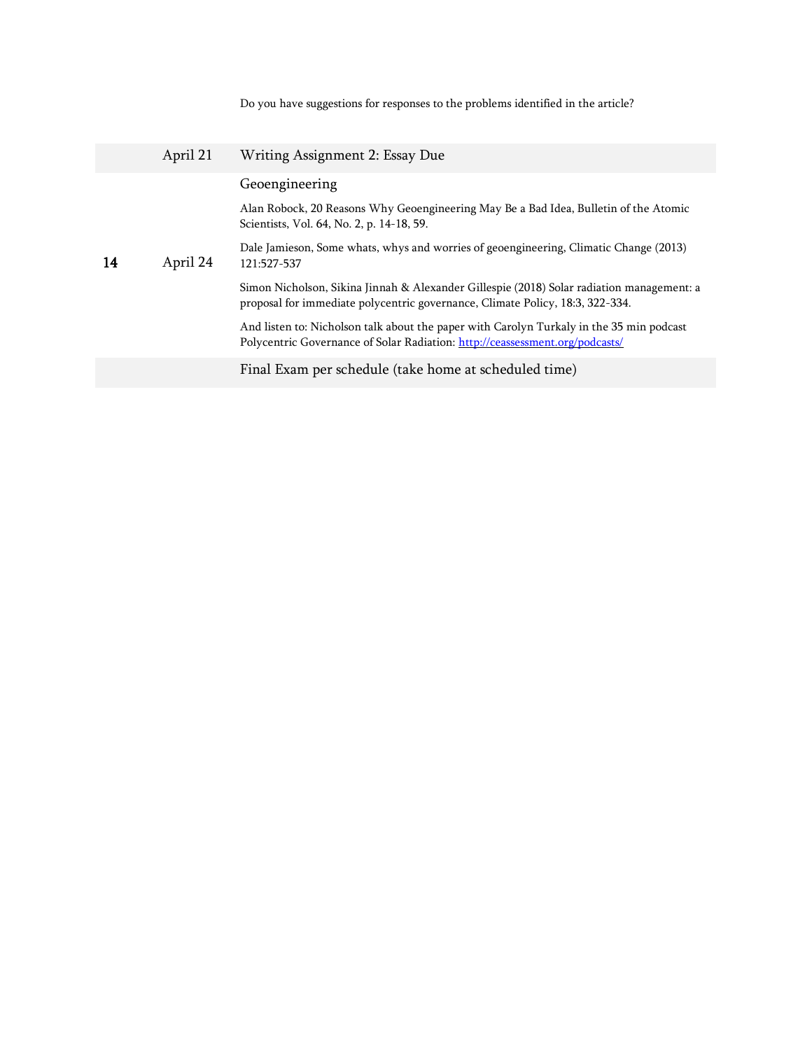Do you have suggestions for responses to the problems identified in the article?

| | | |
|---|---|---|
| | April 21 | Writing Assignment 2: Essay Due |
| 14 | April 24 | Geoengineering<br><br>Alan Robock, 20 Reasons Why Geoengineering May Be a Bad Idea, Bulletin of the Atomic Scientists, Vol. 64, No. 2, p. 14-18, 59.<br><br>Dale Jamieson, Some whats, whys and worries of geoengineering, Climatic Change (2013) 121:527-537<br><br>Simon Nicholson, Sikina Jinnah & Alexander Gillespie (2018) Solar radiation management: a proposal for immediate polycentric governance, Climate Policy, 18:3, 322-334.<br><br>And listen to: Nicholson talk about the paper with Carolyn Turkaly in the 35 min podcast Polycentric Governance of Solar Radiation: [http://ceassessment.org/podcasts/](http://ceassessment.org/podcasts/) |
| | | Final Exam per schedule (take home at scheduled time) |